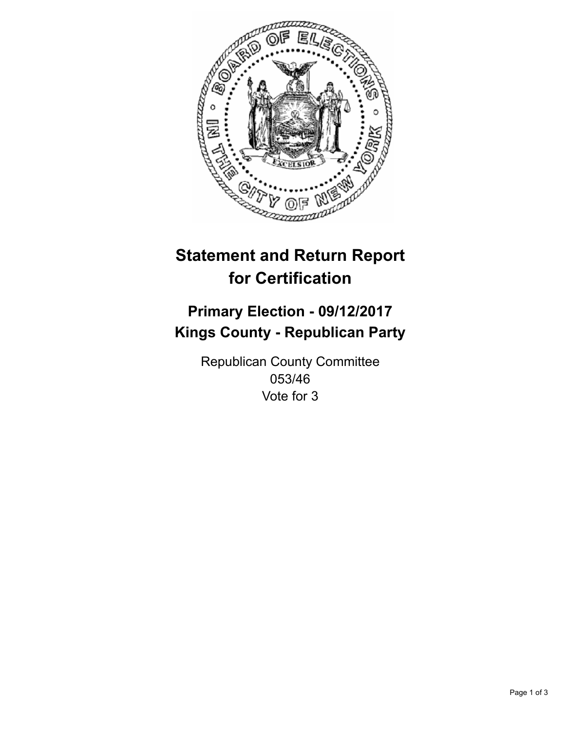# Statement and Return Report for Certification

## Primary Election - 09/12/2017
## Kings County - Republican Party

Republican County Committee
053/46
Vote for 3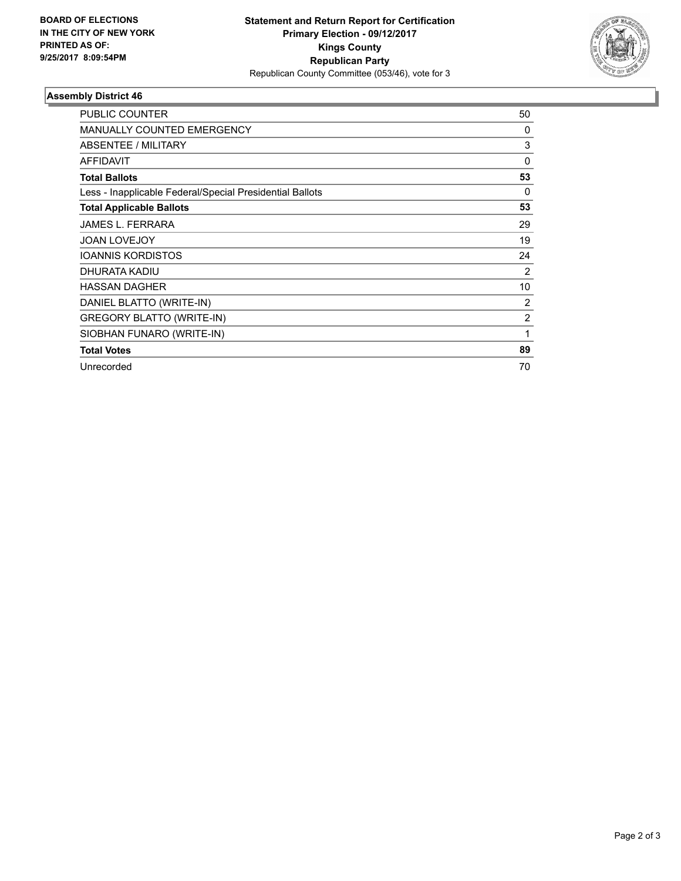**BOARD OF ELECTIONS**
**IN THE CITY OF NEW YORK**
**PRINTED AS OF:**
**9/25/2017 8:09:54PM**

**Statement and Return Report for Certification**
**Primary Election - 09/12/2017**
**Kings County**
**Republican Party**
Republican County Committee (053/46), vote for 3

## Assembly District 46

| | |
|---|---|
| PUBLIC COUNTER | 50 |
| MANUALLY COUNTED EMERGENCY | 0 |
| ABSENTEE / MILITARY | 3 |
| AFFIDAVIT | 0 |
| **Total Ballots** | **53** |
| Less - Inapplicable Federal/Special Presidential Ballots | 0 |
| **Total Applicable Ballots** | **53** |
| JAMES L. FERRARA | 29 |
| JOAN LOVEJOY | 19 |
| IOANNIS KORDISTOS | 24 |
| DHURATA KADIU | 2 |
| HASSAN DAGHER | 10 |
| DANIEL BLATTO (WRITE-IN) | 2 |
| GREGORY BLATTO (WRITE-IN) | 2 |
| SIOBHAN FUNARO (WRITE-IN) | 1 |
| **Total Votes** | **89** |
| Unrecorded | 70 |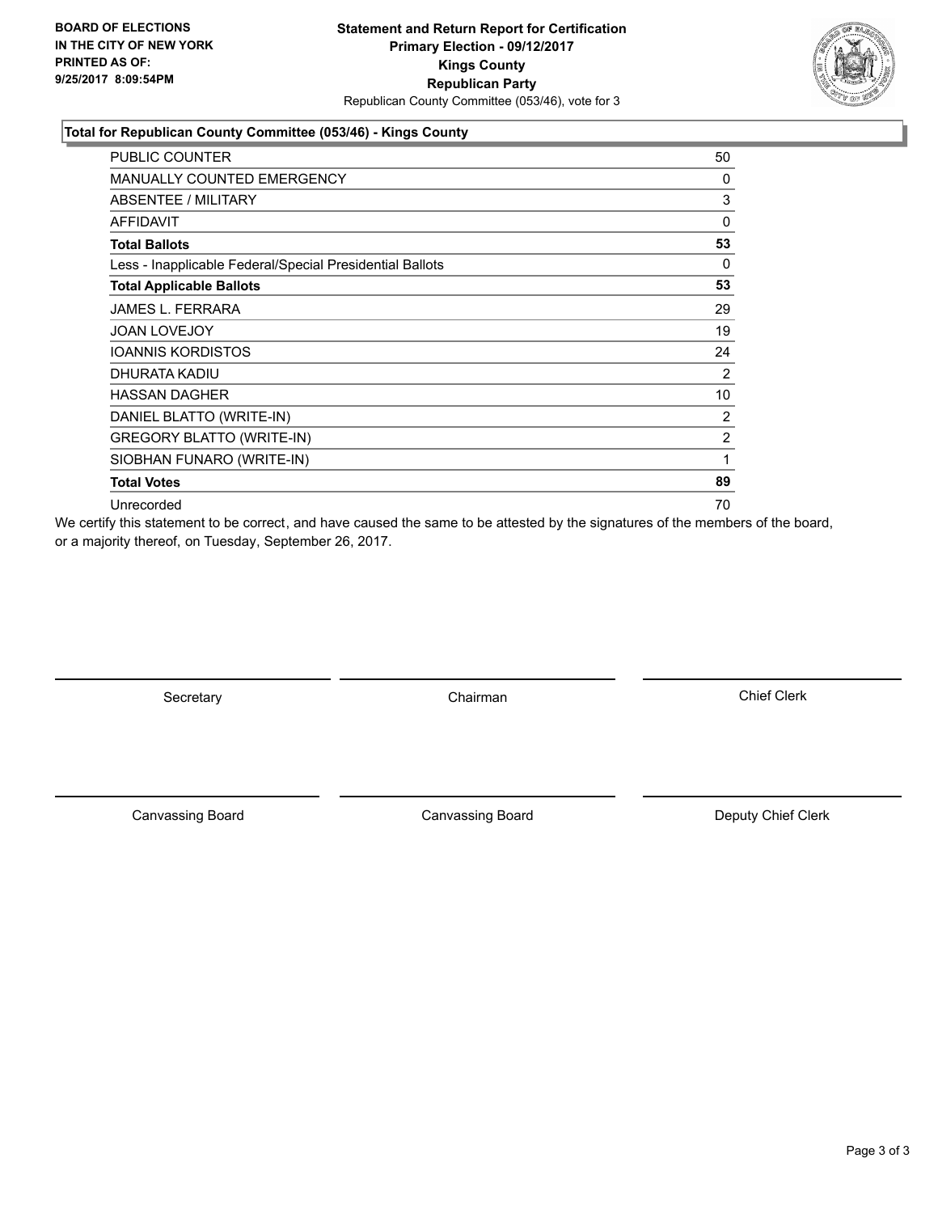**BOARD OF ELECTIONS IN THE CITY OF NEW YORK PRINTED AS OF: 9/25/2017 8:09:54PM**

**Statement and Return Report for Certification**
**Primary Election - 09/12/2017**
**Kings County**
**Republican Party**
Republican County Committee (053/46), vote for 3

### Total for Republican County Committee (053/46) - Kings County

| | |
|---|---|
| PUBLIC COUNTER | 50 |
| MANUALLY COUNTED EMERGENCY | 0 |
| ABSENTEE / MILITARY | 3 |
| AFFIDAVIT | 0 |
| **Total Ballots** | **53** |
| Less - Inapplicable Federal/Special Presidential Ballots | 0 |
| **Total Applicable Ballots** | **53** |
| JAMES L. FERRARA | 29 |
| JOAN LOVEJOY | 19 |
| IOANNIS KORDISTOS | 24 |
| DHURATA KADIU | 2 |
| HASSAN DAGHER | 10 |
| DANIEL BLATTO (WRITE-IN) | 2 |
| GREGORY BLATTO (WRITE-IN) | 2 |
| SIOBHAN FUNARO (WRITE-IN) | 1 |
| **Total Votes** | **89** |
| Unrecorded | 70 |

We certify this statement to be correct, and have caused the same to be attested by the signatures of the members of the board, or a majority thereof, on Tuesday, September 26, 2017.

Secretary

Chairman

Chief Clerk

Canvassing Board

Canvassing Board

Deputy Chief Clerk